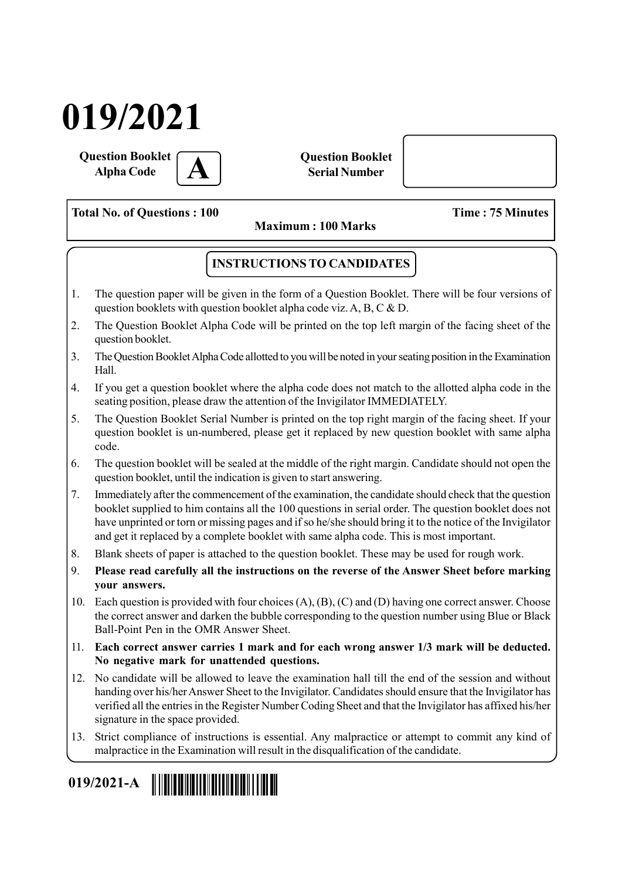# 019/2021

**Question Booklet Alpha Code** **A**

**Question Booklet Serial Number**

**Total No. of Questions : 100** **Time : 75 Minutes**

**Maximum : 100 Marks**

## INSTRUCTIONS TO CANDIDATES

1. The question paper will be given in the form of a Question Booklet. There will be four versions of question booklets with question booklet alpha code viz. A, B, C & D.
2. The Question Booklet Alpha Code will be printed on the top left margin of the facing sheet of the question booklet.
3. The Question Booklet Alpha Code allotted to you will be noted in your seating position in the Examination Hall.
4. If you get a question booklet where the alpha code does not match to the allotted alpha code in the seating position, please draw the attention of the Invigilator IMMEDIATELY.
5. The Question Booklet Serial Number is printed on the top right margin of the facing sheet. If your question booklet is un-numbered, please get it replaced by new question booklet with same alpha code.
6. The question booklet will be sealed at the middle of the right margin. Candidate should not open the question booklet, until the indication is given to start answering.
7. Immediately after the commencement of the examination, the candidate should check that the question booklet supplied to him contains all the 100 questions in serial order. The question booklet does not have unprinted or torn or missing pages and if so he/she should bring it to the notice of the Invigilator and get it replaced by a complete booklet with same alpha code. This is most important.
8. Blank sheets of paper is attached to the question booklet. These may be used for rough work.
9. **Please read carefully all the instructions on the reverse of the Answer Sheet before marking your answers.**
10. Each question is provided with four choices (A), (B), (C) and (D) having one correct answer. Choose the correct answer and darken the bubble corresponding to the question number using Blue or Black Ball-Point Pen in the OMR Answer Sheet.
11. **Each correct answer carries 1 mark and for each wrong answer 1/3 mark will be deducted. No negative mark for unattended questions.**
12. No candidate will be allowed to leave the examination hall till the end of the session and without handing over his/her Answer Sheet to the Invigilator. Candidates should ensure that the Invigilator has verified all the entries in the Register Number Coding Sheet and that the Invigilator has affixed his/her signature in the space provided.
13. Strict compliance of instructions is essential. Any malpractice or attempt to commit any kind of malpractice in the Examination will result in the disqualification of the candidate.

**019/2021-A**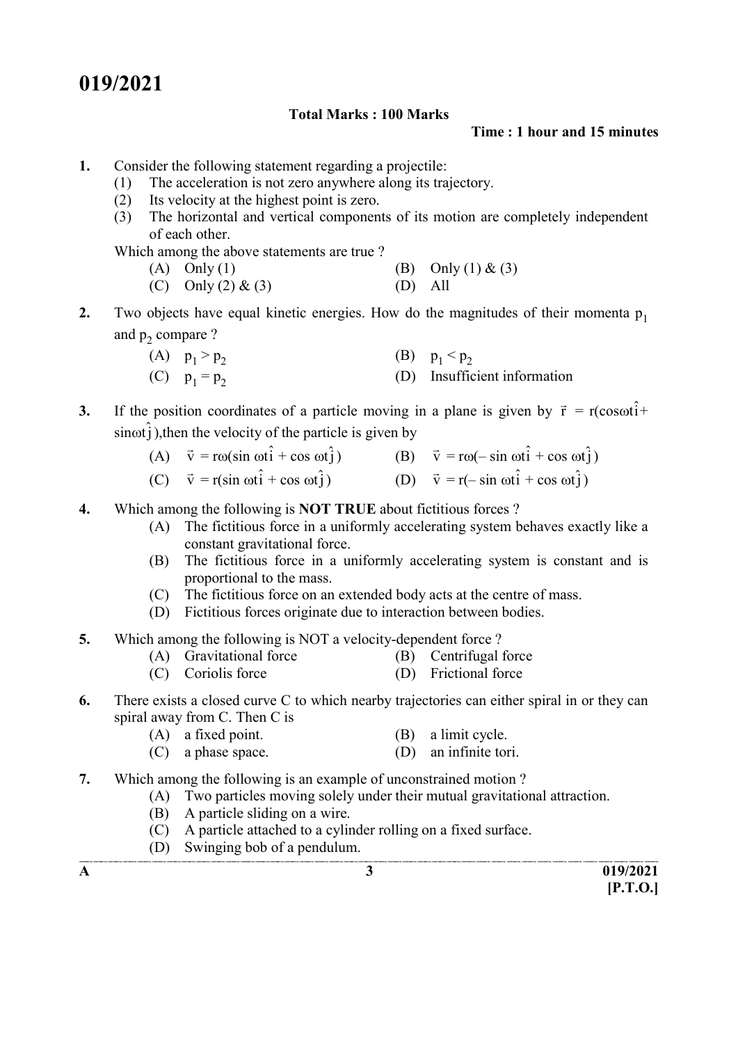# 019/2021

**Total Marks : 100 Marks**

**Time : 1 hour and 15 minutes**

1. Consider the following statement regarding a projectile:
   (1) The acceleration is not zero anywhere along its trajectory.
   (2) Its velocity at the highest point is zero.
   (3) The horizontal and vertical components of its motion are completely independent of each other.

   Which among the above statements are true ?
   (A) Only (1)
   (B) Only (1) & (3)
   (C) Only (2) & (3)
   (D) All

2. Two objects have equal kinetic energies. How do the magnitudes of their momenta $p_1$ and $p_2$ compare ?
   (A) $p_1 > p_2$
   (B) $p_1 < p_2$
   (C) $p_1 = p_2$
   (D) Insufficient information

3. If the position coordinates of a particle moving in a plane is given by $\vec{r} = r(\cos\omega t\hat{i} + \sin\omega t\hat{j})$,then the velocity of the particle is given by
   (A) $\vec{v} = r\omega(\sin \omega t\hat{i} + \cos \omega t\hat{j})$
   (B) $\vec{v} = r\omega(-\sin \omega t\hat{i} + \cos \omega t\hat{j})$
   (C) $\vec{v} = r(\sin \omega t\hat{i} + \cos \omega t\hat{j})$
   (D) $\vec{v} = r(-\sin \omega t\hat{i} + \cos \omega t\hat{j})$

4. Which among the following is **NOT TRUE** about fictitious forces ?
   (A) The fictitious force in a uniformly accelerating system behaves exactly like a constant gravitational force.
   (B) The fictitious force in a uniformly accelerating system is constant and is proportional to the mass.
   (C) The fictitious force on an extended body acts at the centre of mass.
   (D) Fictitious forces originate due to interaction between bodies.

5. Which among the following is NOT a velocity-dependent force ?
   (A) Gravitational force
   (B) Centrifugal force
   (C) Coriolis force
   (D) Frictional force

6. There exists a closed curve C to which nearby trajectories can either spiral in or they can spiral away from C. Then C is
   (A) a fixed point.
   (B) a limit cycle.
   (C) a phase space.
   (D) an infinite tori.

7. Which among the following is an example of unconstrained motion ?
   (A) Two particles moving solely under their mutual gravitational attraction.
   (B) A particle sliding on a wire.
   (C) A particle attached to a cylinder rolling on a fixed surface.
   (D) Swinging bob of a pendulum.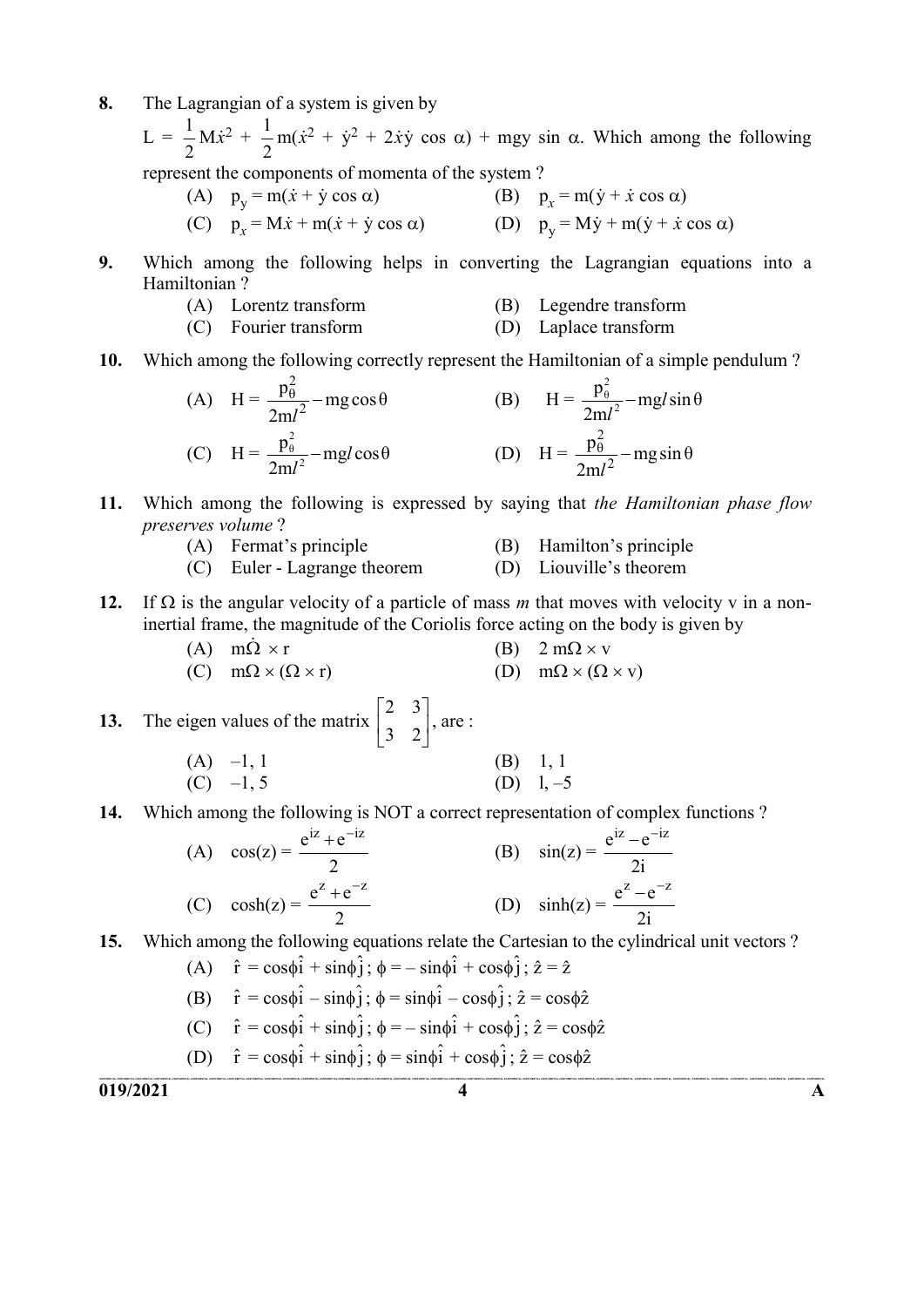8. The Lagrangian of a system is given by

$L = \frac{1}{2}M\dot{x}^2 + \frac{1}{2}m(\dot{x}^2 + \dot{y}^2 + 2\dot{x}\dot{y}\cos\alpha) + mgy\sin\alpha$. Which among the following represent the components of momenta of the system ?

(A) $p_y = m(\dot{x} + \dot{y}\cos\alpha)$ (B) $p_x = m(\dot{y} + \dot{x}\cos\alpha)$

(C) $p_x = M\dot{x} + m(\dot{x} + \dot{y}\cos\alpha)$ (D) $p_y = M\dot{y} + m(\dot{y} + \dot{x}\cos\alpha)$

9. Which among the following helps in converting the Lagrangian equations into a Hamiltonian ?

(A) Lorentz transform (B) Legendre transform

(C) Fourier transform (D) Laplace transform

10. Which among the following correctly represent the Hamiltonian of a simple pendulum ?

(A) $H = \frac{p_\theta^2}{2ml^2} - mg\cos\theta$ (B) $H = \frac{p_\theta^2}{2ml^2} - mgl\sin\theta$

(C) $H = \frac{p_\theta^2}{2ml^2} - mgl\cos\theta$ (D) $H = \frac{p_\theta^2}{2ml^2} - mg\sin\theta$

11. Which among the following is expressed by saying that *the Hamiltonian phase flow preserves volume* ?

(A) Fermat's principle (B) Hamilton's principle

(C) Euler - Lagrange theorem (D) Liouville's theorem

12. If $\Omega$ is the angular velocity of a particle of mass *m* that moves with velocity v in a non-inertial frame, the magnitude of the Coriolis force acting on the body is given by

(A) $m\dot{\Omega} \times r$ (B) $2\, m\Omega \times v$

(C) $m\Omega \times (\Omega \times r)$ (D) $m\Omega \times (\Omega \times v)$

13. The eigen values of the matrix $\begin{bmatrix} 2 & 3 \\ 3 & 2 \end{bmatrix}$, are :

(A) $-1, 1$ (B) $1, 1$

(C) $-1, 5$ (D) $1, -5$

14. Which among the following is NOT a correct representation of complex functions ?

(A) $\cos(z) = \frac{e^{iz} + e^{-iz}}{2}$ (B) $\sin(z) = \frac{e^{iz} - e^{-iz}}{2i}$

(C) $\cosh(z) = \frac{e^{z} + e^{-z}}{2}$ (D) $\sinh(z) = \frac{e^{z} - e^{-z}}{2i}$

15. Which among the following equations relate the Cartesian to the cylindrical unit vectors ?

(A) $\hat{r} = \cos\phi\hat{i} + \sin\phi\hat{j}$ ; $\phi = -\sin\phi\hat{i} + \cos\phi\hat{j}$ ; $\hat{z} = \hat{z}$

(B) $\hat{r} = \cos\phi\hat{i} - \sin\phi\hat{j}$ ; $\phi = \sin\phi\hat{i} - \cos\phi\hat{j}$ ; $\hat{z} = \cos\phi\hat{z}$

(C) $\hat{r} = \cos\phi\hat{i} + \sin\phi\hat{j}$ ; $\phi = -\sin\phi\hat{i} + \cos\phi\hat{j}$ ; $\hat{z} = \cos\phi\hat{z}$

(D) $\hat{r} = \cos\phi\hat{i} + \sin\phi\hat{j}$ ; $\phi = \sin\phi\hat{i} + \cos\phi\hat{j}$ ; $\hat{z} = \cos\phi\hat{z}$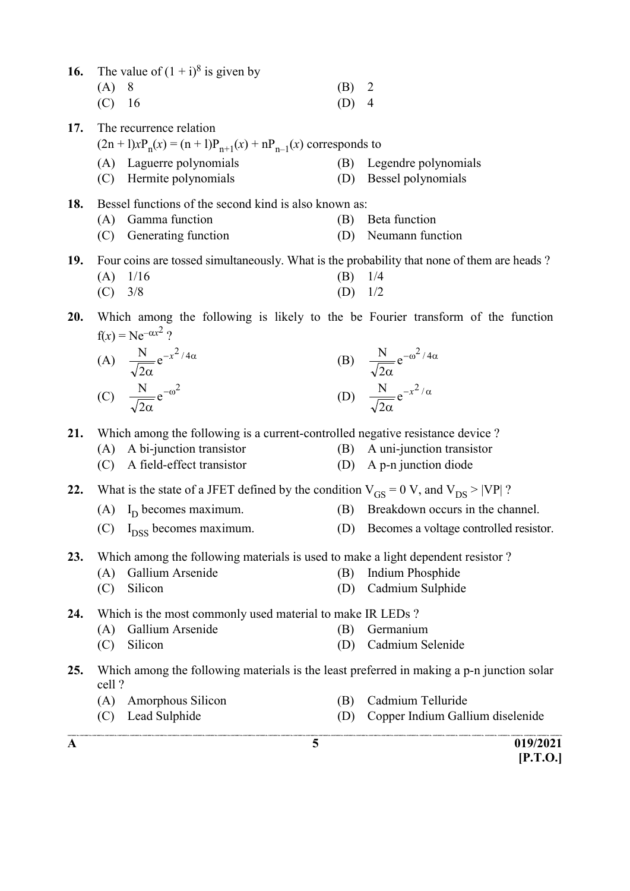**16.** The value of $(1 + i)^8$ is given by

(A) 8
(B) 2
(C) 16
(D) 4

**17.** The recurrence relation

$(2n + l)xP_n(x) = (n + l)P_{n+1}(x) + nP_{n-1}(x)$ corresponds to

(A) Laguerre polynomials
(B) Legendre polynomials
(C) Hermite polynomials
(D) Bessel polynomials

**18.** Bessel functions of the second kind is also known as:

(A) Gamma function
(B) Beta function
(C) Generating function
(D) Neumann function

**19.** Four coins are tossed simultaneously. What is the probability that none of them are heads ?

(A) 1/16
(B) 1/4
(C) 3/8
(D) 1/2

**20.** Which among the following is likely to the be Fourier transform of the function $f(x) = Ne^{-\alpha x^2}$ ?

(A) $\frac{N}{\sqrt{2\alpha}} e^{-x^2/4\alpha}$
(B) $\frac{N}{\sqrt{2\alpha}} e^{-\omega^2/4\alpha}$
(C) $\frac{N}{\sqrt{2\alpha}} e^{-\omega^2}$
(D) $\frac{N}{\sqrt{2\alpha}} e^{-x^2/\alpha}$

**21.** Which among the following is a current-controlled negative resistance device ?

(A) A bi-junction transistor
(B) A uni-junction transistor
(C) A field-effect transistor
(D) A p-n junction diode

**22.** What is the state of a JFET defined by the condition $V_{GS} = 0$ V, and $V_{DS} > |VP|$ ?

(A) $I_D$ becomes maximum.
(B) Breakdown occurs in the channel.
(C) $I_{DSS}$ becomes maximum.
(D) Becomes a voltage controlled resistor.

**23.** Which among the following materials is used to make a light dependent resistor ?

(A) Gallium Arsenide
(B) Indium Phosphide
(C) Silicon
(D) Cadmium Sulphide

**24.** Which is the most commonly used material to make IR LEDs ?

(A) Gallium Arsenide
(B) Germanium
(C) Silicon
(D) Cadmium Selenide

**25.** Which among the following materials is the least preferred in making a p-n junction solar cell ?

(A) Amorphous Silicon
(B) Cadmium Telluride
(C) Lead Sulphide
(D) Copper Indium Gallium diselenide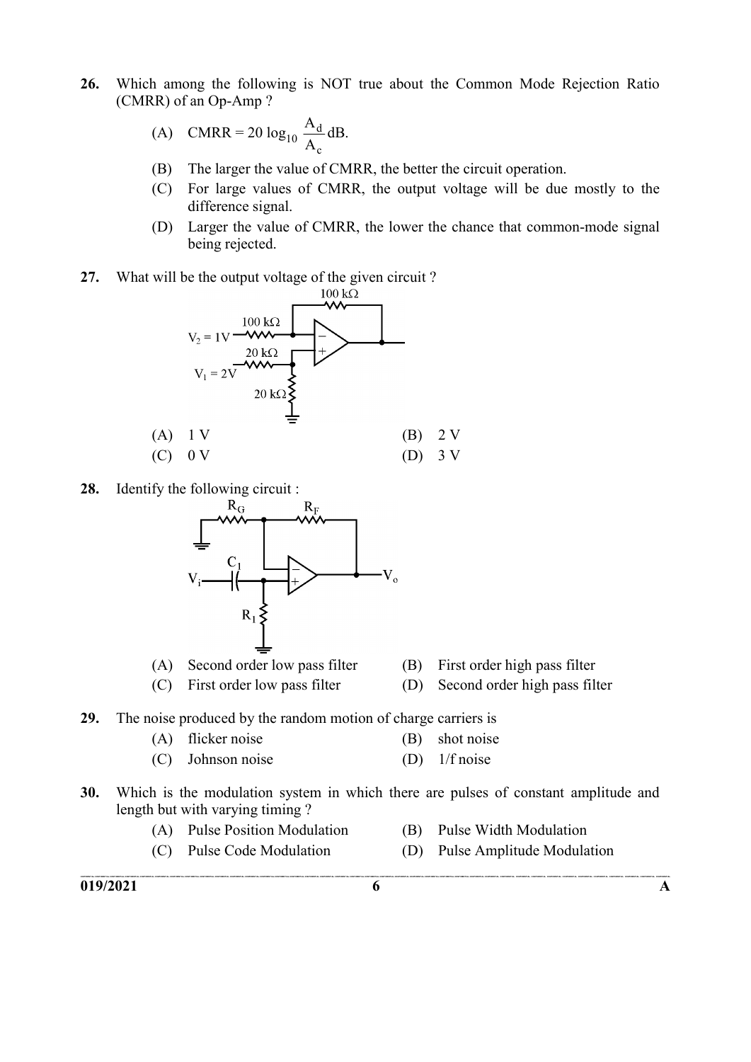26. Which among the following is NOT true about the Common Mode Rejection Ratio (CMRR) of an Op-Amp ?

   (A) CMRR = $20 \log_{10} \frac{A_d}{A_c}$ dB.

   (B) The larger the value of CMRR, the better the circuit operation.

   (C) For large values of CMRR, the output voltage will be due mostly to the difference signal.

   (D) Larger the value of CMRR, the lower the chance that common-mode signal being rejected.

27. What will be the output voltage of the given circuit ?

   100 kΩ

   $V_2$ = 1V — 100 kΩ

   $V_1$ = 2V — 20 kΩ

   20 kΩ

   (A) 1 V
   (B) 2 V
   (C) 0 V
   (D) 3 V

28. Identify the following circuit :

   $R_G$, $R_F$, $C_1$, $V_i$, $V_o$, $R_1$

   (A) Second order low pass filter
   (B) First order high pass filter
   (C) First order low pass filter
   (D) Second order high pass filter

29. The noise produced by the random motion of charge carriers is

   (A) flicker noise
   (B) shot noise
   (C) Johnson noise
   (D) 1/f noise

30. Which is the modulation system in which there are pulses of constant amplitude and length but with varying timing ?

   (A) Pulse Position Modulation
   (B) Pulse Width Modulation
   (C) Pulse Code Modulation
   (D) Pulse Amplitude Modulation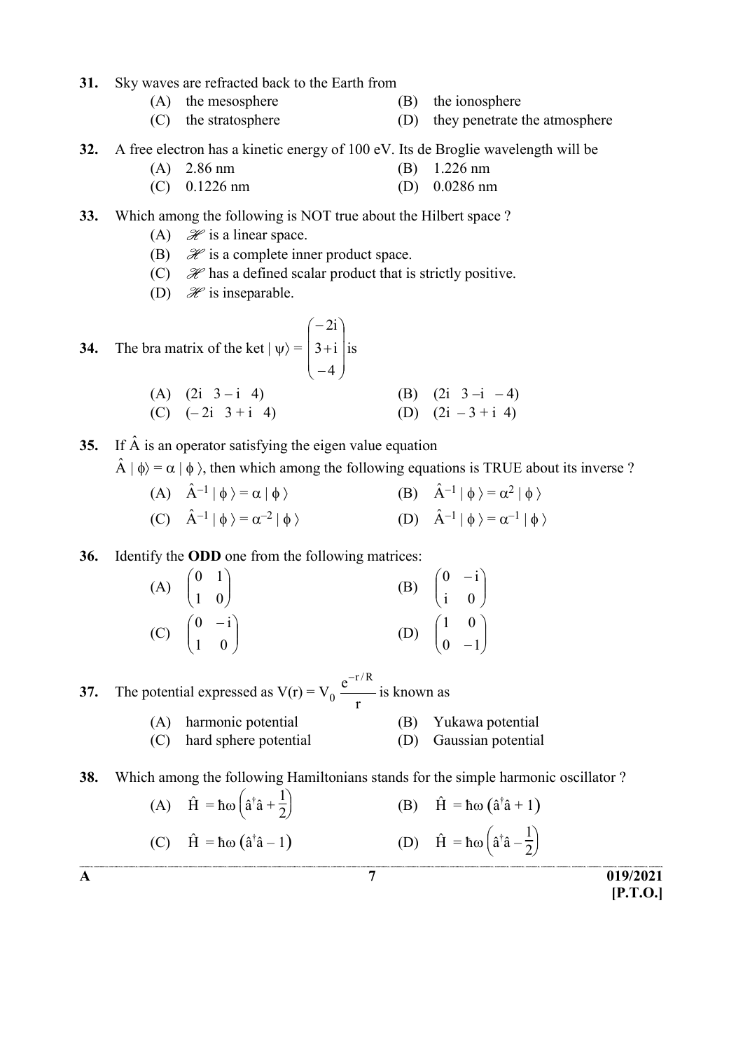31. Sky waves are refracted back to the Earth from

(A) the mesosphere
(B) the ionosphere
(C) the stratosphere
(D) they penetrate the atmosphere

32. A free electron has a kinetic energy of 100 eV. Its de Broglie wavelength will be

(A) 2.86 nm
(B) 1.226 nm
(C) 0.1226 nm
(D) 0.0286 nm

33. Which among the following is NOT true about the Hilbert space ?

(A) $\mathscr{H}$ is a linear space.
(B) $\mathscr{H}$ is a complete inner product space.
(C) $\mathscr{H}$ has a defined scalar product that is strictly positive.
(D) $\mathscr{H}$ is inseparable.

34. The bra matrix of the ket $|\psi\rangle = \begin{pmatrix} -2i \\ 3+i \\ -4 \end{pmatrix}$ is

(A) $(2i \quad 3-i \quad 4)$
(B) $(2i \quad 3-i \quad -4)$
(C) $(-2i \quad 3+i \quad 4)$
(D) $(2i \quad -3+i \quad 4)$

35. If $\hat{A}$ is an operator satisfying the eigen value equation $\hat{A}\,|\phi\rangle = \alpha\,|\phi\rangle$, then which among the following equations is TRUE about its inverse ?

(A) $\hat{A}^{-1}\,|\phi\rangle = \alpha\,|\phi\rangle$
(B) $\hat{A}^{-1}\,|\phi\rangle = \alpha^{2}\,|\phi\rangle$
(C) $\hat{A}^{-1}\,|\phi\rangle = \alpha^{-2}\,|\phi\rangle$
(D) $\hat{A}^{-1}\,|\phi\rangle = \alpha^{-1}\,|\phi\rangle$

36. Identify the **ODD** one from the following matrices:

(A) $\begin{pmatrix} 0 & 1 \\ 1 & 0 \end{pmatrix}$
(B) $\begin{pmatrix} 0 & -i \\ i & 0 \end{pmatrix}$
(C) $\begin{pmatrix} 0 & -i \\ 1 & 0 \end{pmatrix}$
(D) $\begin{pmatrix} 1 & 0 \\ 0 & -1 \end{pmatrix}$

37. The potential expressed as $V(r) = V_0 \dfrac{e^{-r/R}}{r}$ is known as

(A) harmonic potential
(B) Yukawa potential
(C) hard sphere potential
(D) Gaussian potential

38. Which among the following Hamiltonians stands for the simple harmonic oscillator ?

(A) $\hat{H} = \hbar\omega\left(\hat{a}^{\dagger}\hat{a} + \frac{1}{2}\right)$
(B) $\hat{H} = \hbar\omega\left(\hat{a}^{\dagger}\hat{a} + 1\right)$
(C) $\hat{H} = \hbar\omega\left(\hat{a}^{\dagger}\hat{a} - 1\right)$
(D) $\hat{H} = \hbar\omega\left(\hat{a}^{\dagger}\hat{a} - \frac{1}{2}\right)$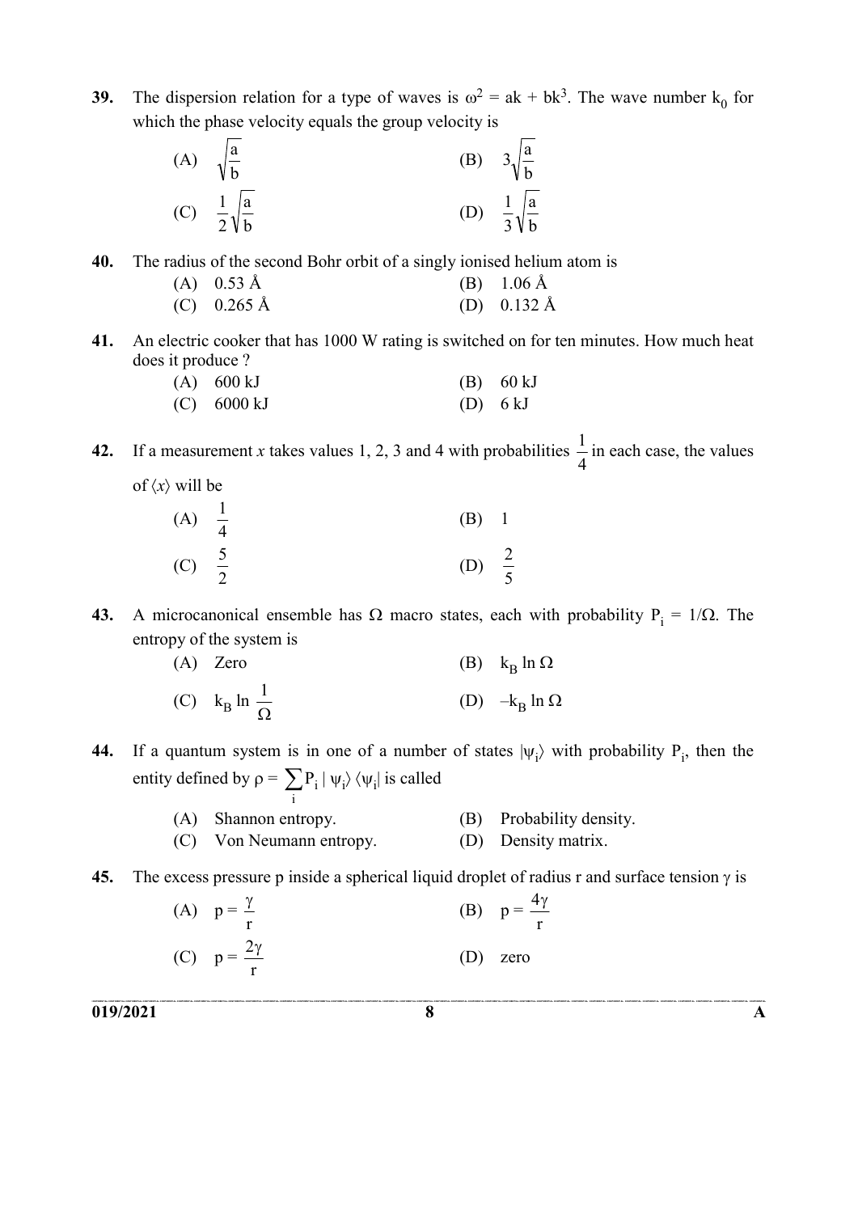39. The dispersion relation for a type of waves is $\omega^2 = ak + bk^3$. The wave number $k_0$ for which the phase velocity equals the group velocity is

(A) $\sqrt{\frac{a}{b}}$ (B) $3\sqrt{\frac{a}{b}}$

(C) $\frac{1}{2}\sqrt{\frac{a}{b}}$ (D) $\frac{1}{3}\sqrt{\frac{a}{b}}$

40. The radius of the second Bohr orbit of a singly ionised helium atom is

(A) 0.53 Å (B) 1.06 Å

(C) 0.265 Å (D) 0.132 Å

41. An electric cooker that has 1000 W rating is switched on for ten minutes. How much heat does it produce ?

(A) 600 kJ (B) 60 kJ

(C) 6000 kJ (D) 6 kJ

42. If a measurement $x$ takes values 1, 2, 3 and 4 with probabilities $\frac{1}{4}$ in each case, the values of $\langle x \rangle$ will be

(A) $\frac{1}{4}$ (B) 1

(C) $\frac{5}{2}$ (D) $\frac{2}{5}$

43. A microcanonical ensemble has $\Omega$ macro states, each with probability $P_i = 1/\Omega$. The entropy of the system is

(A) Zero (B) $k_B \ln \Omega$

(C) $k_B \ln \frac{1}{\Omega}$ (D) $-k_B \ln \Omega$

44. If a quantum system is in one of a number of states $|\psi_i\rangle$ with probability $P_i$, then the entity defined by $\rho = \sum_i P_i \, |\psi_i\rangle \langle\psi_i|$ is called

(A) Shannon entropy. (B) Probability density.

(C) Von Neumann entropy. (D) Density matrix.

45. The excess pressure p inside a spherical liquid droplet of radius r and surface tension $\gamma$ is

(A) $p = \frac{\gamma}{r}$ (B) $p = \frac{4\gamma}{r}$

(C) $p = \frac{2\gamma}{r}$ (D) zero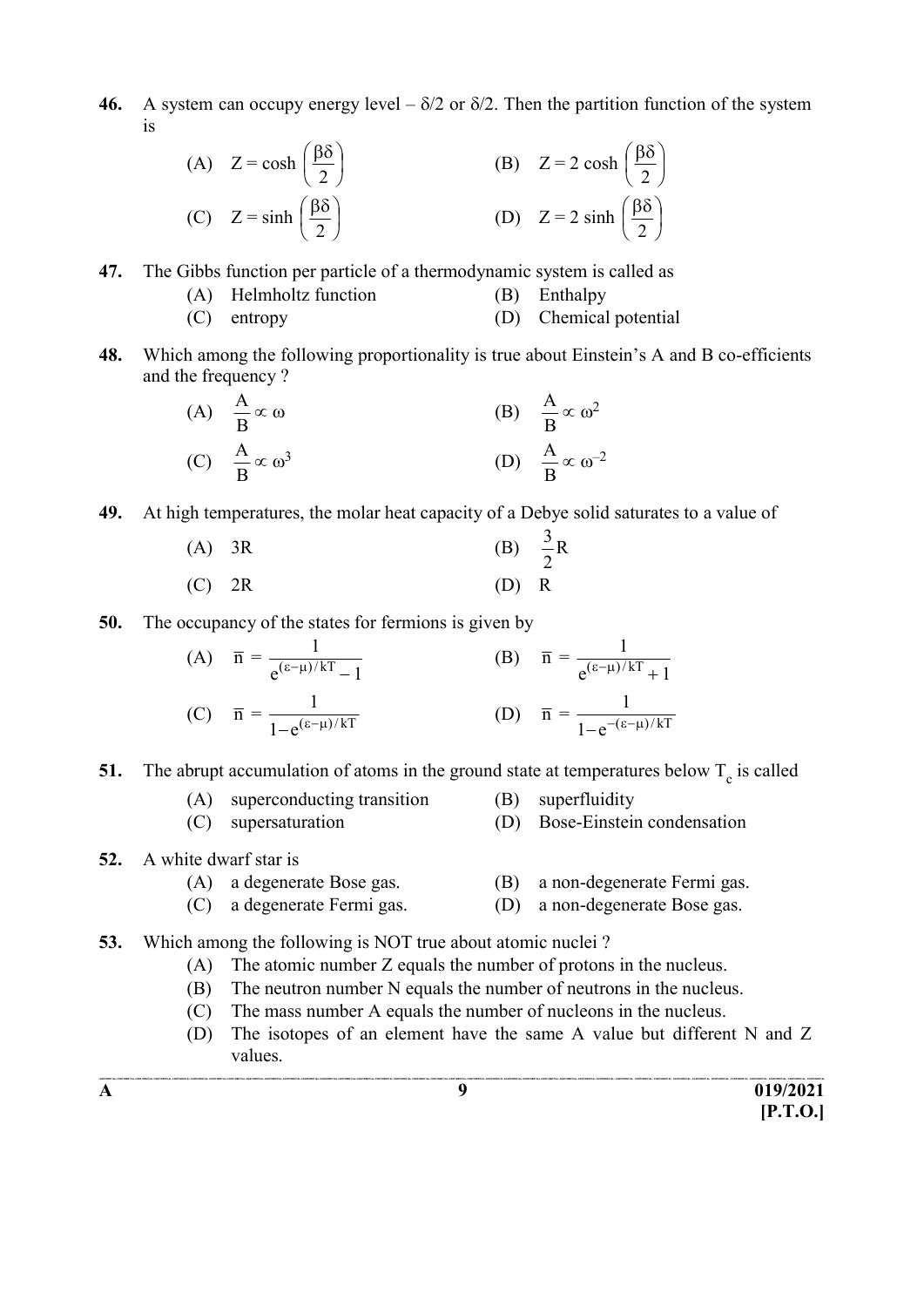46. A system can occupy energy level $-\delta/2$ or $\delta/2$. Then the partition function of the system is

(A) $Z = \cosh\left(\frac{\beta\delta}{2}\right)$ (B) $Z = 2\cosh\left(\frac{\beta\delta}{2}\right)$

(C) $Z = \sinh\left(\frac{\beta\delta}{2}\right)$ (D) $Z = 2\sinh\left(\frac{\beta\delta}{2}\right)$

47. The Gibbs function per particle of a thermodynamic system is called as

(A) Helmholtz function (B) Enthalpy

(C) entropy (D) Chemical potential

48. Which among the following proportionality is true about Einstein's A and B co-efficients and the frequency ?

(A) $\frac{A}{B} \propto \omega$ (B) $\frac{A}{B} \propto \omega^2$

(C) $\frac{A}{B} \propto \omega^3$ (D) $\frac{A}{B} \propto \omega^{-2}$

49. At high temperatures, the molar heat capacity of a Debye solid saturates to a value of

(A) 3R (B) $\frac{3}{2}$R

(C) 2R (D) R

50. The occupancy of the states for fermions is given by

(A) $\bar{n} = \frac{1}{e^{(\varepsilon-\mu)/kT} - 1}$ (B) $\bar{n} = \frac{1}{e^{(\varepsilon-\mu)/kT} + 1}$

(C) $\bar{n} = \frac{1}{1 - e^{(\varepsilon-\mu)/kT}}$ (D) $\bar{n} = \frac{1}{1 - e^{-(\varepsilon-\mu)/kT}}$

51. The abrupt accumulation of atoms in the ground state at temperatures below $T_c$ is called

(A) superconducting transition (B) superfluidity

(C) supersaturation (D) Bose-Einstein condensation

52. A white dwarf star is

(A) a degenerate Bose gas. (B) a non-degenerate Fermi gas.

(C) a degenerate Fermi gas. (D) a non-degenerate Bose gas.

53. Which among the following is NOT true about atomic nuclei ?

(A) The atomic number Z equals the number of protons in the nucleus.

(B) The neutron number N equals the number of neutrons in the nucleus.

(C) The mass number A equals the number of nucleons in the nucleus.

(D) The isotopes of an element have the same A value but different N and Z values.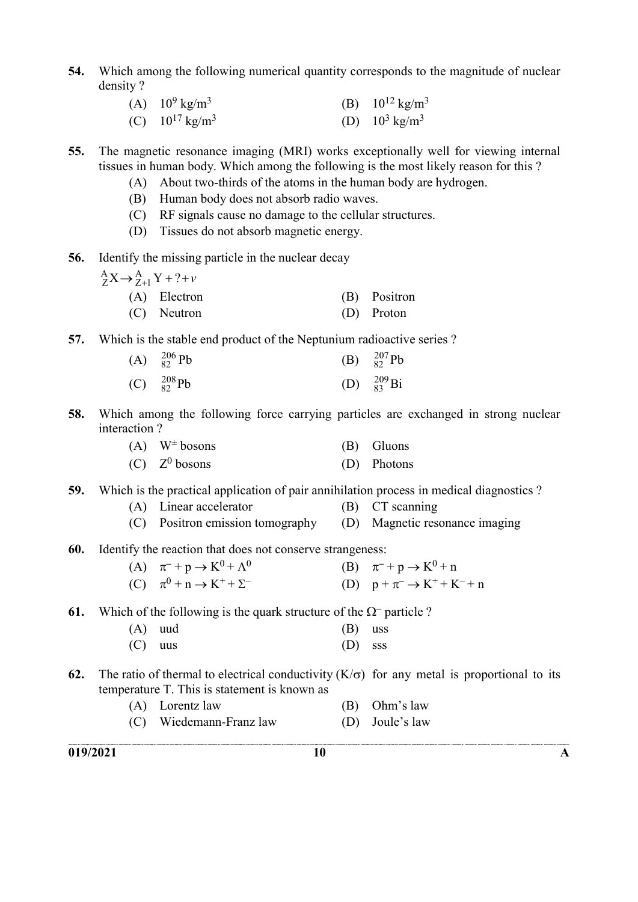54. Which among the following numerical quantity corresponds to the magnitude of nuclear density ?

(A) $10^9$ kg/m$^3$ (B) $10^{12}$ kg/m$^3$
(C) $10^{17}$ kg/m$^3$ (D) $10^3$ kg/m$^3$

55. The magnetic resonance imaging (MRI) works exceptionally well for viewing internal tissues in human body. Which among the following is the most likely reason for this ?

(A) About two-thirds of the atoms in the human body are hydrogen.
(B) Human body does not absorb radio waves.
(C) RF signals cause no damage to the cellular structures.
(D) Tissues do not absorb magnetic energy.

56. Identify the missing particle in the nuclear decay

$^{A}_{Z}X \rightarrow {}^{A}_{Z+1}Y + ? + \nu$

(A) Electron (B) Positron
(C) Neutron (D) Proton

57. Which is the stable end product of the Neptunium radioactive series ?

(A) $^{206}_{82}Pb$ (B) $^{207}_{82}Pb$
(C) $^{208}_{82}Pb$ (D) $^{209}_{83}Bi$

58. Which among the following force carrying particles are exchanged in strong nuclear interaction ?

(A) $W^{\pm}$ bosons (B) Gluons
(C) $Z^0$ bosons (D) Photons

59. Which is the practical application of pair annihilation process in medical diagnostics ?

(A) Linear accelerator (B) CT scanning
(C) Positron emission tomography (D) Magnetic resonance imaging

60. Identify the reaction that does not conserve strangeness:

(A) $\pi^- + p \rightarrow K^0 + \Lambda^0$ (B) $\pi^- + p \rightarrow K^0 + n$
(C) $\pi^0 + n \rightarrow K^+ + \Sigma^-$ (D) $p + \pi^- \rightarrow K^+ + K^- + n$

61. Which of the following is the quark structure of the $\Omega^-$ particle ?

(A) uud (B) uss
(C) uus (D) sss

62. The ratio of thermal to electrical conductivity ($K/\sigma$) for any metal is proportional to its temperature T. This is statement is known as

(A) Lorentz law (B) Ohm's law
(C) Wiedemann-Franz law (D) Joule's law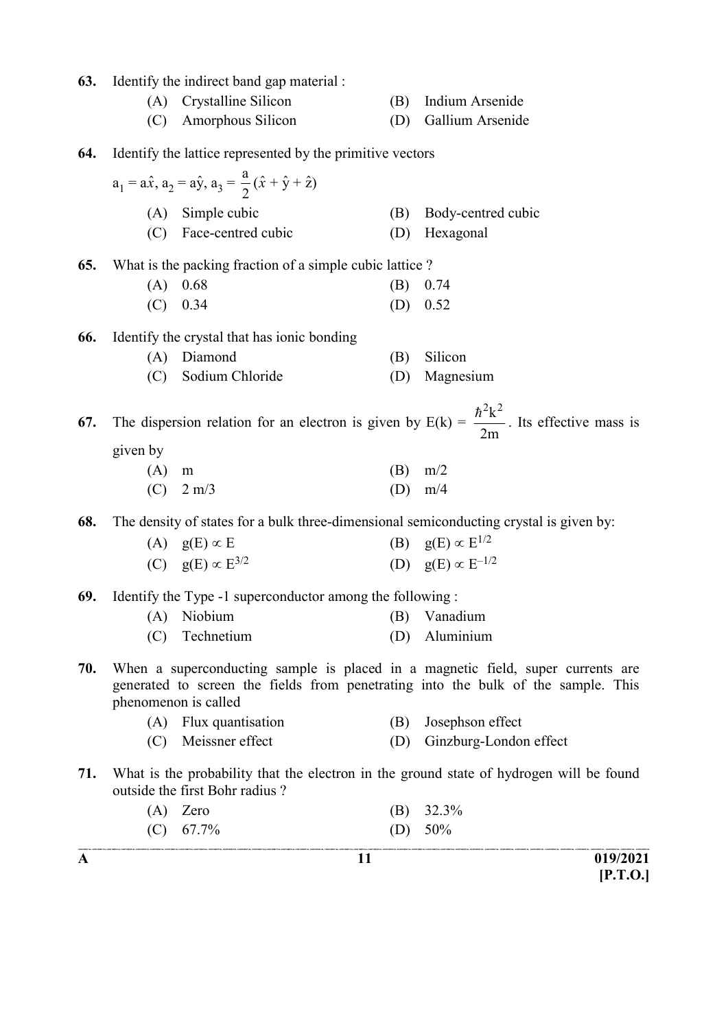63. Identify the indirect band gap material :

(A) Crystalline Silicon (B) Indium Arsenide
(C) Amorphous Silicon (D) Gallium Arsenide

64. Identify the lattice represented by the primitive vectors

$a_1 = a\hat{x}$, $a_2 = a\hat{y}$, $a_3 = \frac{a}{2}(\hat{x} + \hat{y} + \hat{z})$

(A) Simple cubic (B) Body-centred cubic
(C) Face-centred cubic (D) Hexagonal

65. What is the packing fraction of a simple cubic lattice ?

(A) 0.68 (B) 0.74
(C) 0.34 (D) 0.52

66. Identify the crystal that has ionic bonding

(A) Diamond (B) Silicon
(C) Sodium Chloride (D) Magnesium

67. The dispersion relation for an electron is given by $E(k) = \frac{\hbar^2 k^2}{2m}$. Its effective mass is given by

(A) m (B) m/2
(C) 2 m/3 (D) m/4

68. The density of states for a bulk three-dimensional semiconducting crystal is given by:

(A) $g(E) \propto E$ (B) $g(E) \propto E^{1/2}$
(C) $g(E) \propto E^{3/2}$ (D) $g(E) \propto E^{-1/2}$

69. Identify the Type -1 superconductor among the following :

(A) Niobium (B) Vanadium
(C) Technetium (D) Aluminium

70. When a superconducting sample is placed in a magnetic field, super currents are generated to screen the fields from penetrating into the bulk of the sample. This phenomenon is called

(A) Flux quantisation (B) Josephson effect
(C) Meissner effect (D) Ginzburg-London effect

71. What is the probability that the electron in the ground state of hydrogen will be found outside the first Bohr radius ?

(A) Zero (B) 32.3%
(C) 67.7% (D) 50%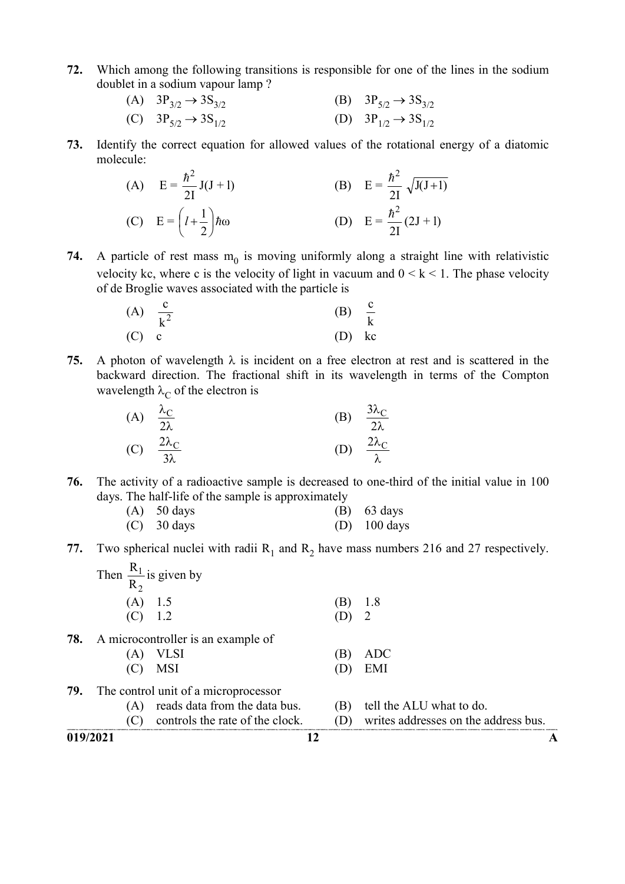**72.** Which among the following transitions is responsible for one of the lines in the sodium doublet in a sodium vapour lamp ?

(A) $3P_{3/2} \rightarrow 3S_{3/2}$
(B) $3P_{5/2} \rightarrow 3S_{3/2}$
(C) $3P_{5/2} \rightarrow 3S_{1/2}$
(D) $3P_{1/2} \rightarrow 3S_{1/2}$

**73.** Identify the correct equation for allowed values of the rotational energy of a diatomic molecule:

(A) $E = \frac{\hbar^2}{2I} J(J + 1)$
(B) $E = \frac{\hbar^2}{2I} \sqrt{J(J+1)}$
(C) $E = \left(l + \frac{1}{2}\right)\hbar\omega$
(D) $E = \frac{\hbar^2}{2I} (2J + 1)$

**74.** A particle of rest mass $m_0$ is moving uniformly along a straight line with relativistic velocity kc, where c is the velocity of light in vacuum and $0 < k < 1$. The phase velocity of de Broglie waves associated with the particle is

(A) $\frac{c}{k^2}$
(B) $\frac{c}{k}$
(C) c
(D) kc

**75.** A photon of wavelength $\lambda$ is incident on a free electron at rest and is scattered in the backward direction. The fractional shift in its wavelength in terms of the Compton wavelength $\lambda_C$ of the electron is

(A) $\frac{\lambda_C}{2\lambda}$
(B) $\frac{3\lambda_C}{2\lambda}$
(C) $\frac{2\lambda_C}{3\lambda}$
(D) $\frac{2\lambda_C}{\lambda}$

**76.** The activity of a radioactive sample is decreased to one-third of the initial value in 100 days. The half-life of the sample is approximately

(A) 50 days
(B) 63 days
(C) 30 days
(D) 100 days

**77.** Two spherical nuclei with radii $R_1$ and $R_2$ have mass numbers 216 and 27 respectively. Then $\frac{R_1}{R_2}$ is given by

(A) 1.5
(B) 1.8
(C) 1.2
(D) 2

**78.** A microcontroller is an example of

(A) VLSI
(B) ADC
(C) MSI
(D) EMI

**79.** The control unit of a microprocessor

(A) reads data from the data bus.
(B) tell the ALU what to do.
(C) controls the rate of the clock.
(D) writes addresses on the address bus.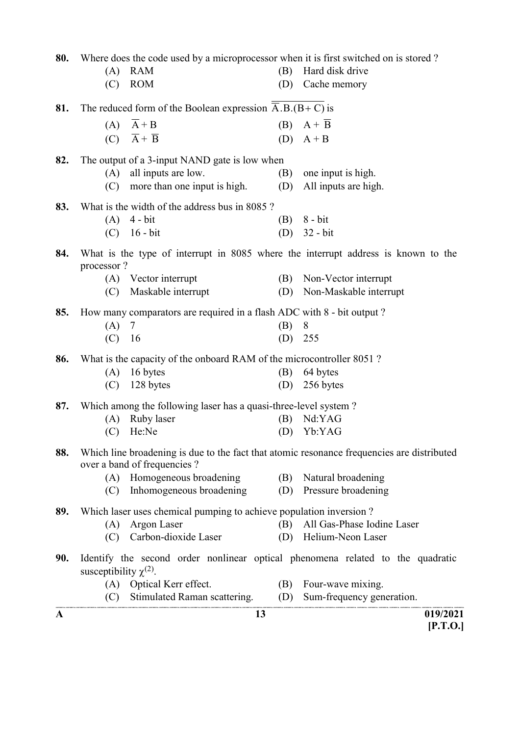80. Where does the code used by a microprocessor when it is first switched on is stored ?

(A) RAM
(B) Hard disk drive
(C) ROM
(D) Cache memory

81. The reduced form of the Boolean expression $\overline{\overline{A}.B.(B+C)}$ is

(A) $\overline{A} + B$
(B) $A + \overline{B}$
(C) $\overline{A} + \overline{B}$
(D) $A + B$

82. The output of a 3-input NAND gate is low when

(A) all inputs are low.
(B) one input is high.
(C) more than one input is high.
(D) All inputs are high.

83. What is the width of the address bus in 8085 ?

(A) 4 - bit
(B) 8 - bit
(C) 16 - bit
(D) 32 - bit

84. What is the type of interrupt in 8085 where the interrupt address is known to the processor ?

(A) Vector interrupt
(B) Non-Vector interrupt
(C) Maskable interrupt
(D) Non-Maskable interrupt

85. How many comparators are required in a flash ADC with 8 - bit output ?

(A) 7
(B) 8
(C) 16
(D) 255

86. What is the capacity of the onboard RAM of the microcontroller 8051 ?

(A) 16 bytes
(B) 64 bytes
(C) 128 bytes
(D) 256 bytes

87. Which among the following laser has a quasi-three-level system ?

(A) Ruby laser
(B) Nd:YAG
(C) He:Ne
(D) Yb:YAG

88. Which line broadening is due to the fact that atomic resonance frequencies are distributed over a band of frequencies ?

(A) Homogeneous broadening
(B) Natural broadening
(C) Inhomogeneous broadening
(D) Pressure broadening

89. Which laser uses chemical pumping to achieve population inversion ?

(A) Argon Laser
(B) All Gas-Phase Iodine Laser
(C) Carbon-dioxide Laser
(D) Helium-Neon Laser

90. Identify the second order nonlinear optical phenomena related to the quadratic susceptibility $\chi^{(2)}$.

(A) Optical Kerr effect.
(B) Four-wave mixing.
(C) Stimulated Raman scattering.
(D) Sum-frequency generation.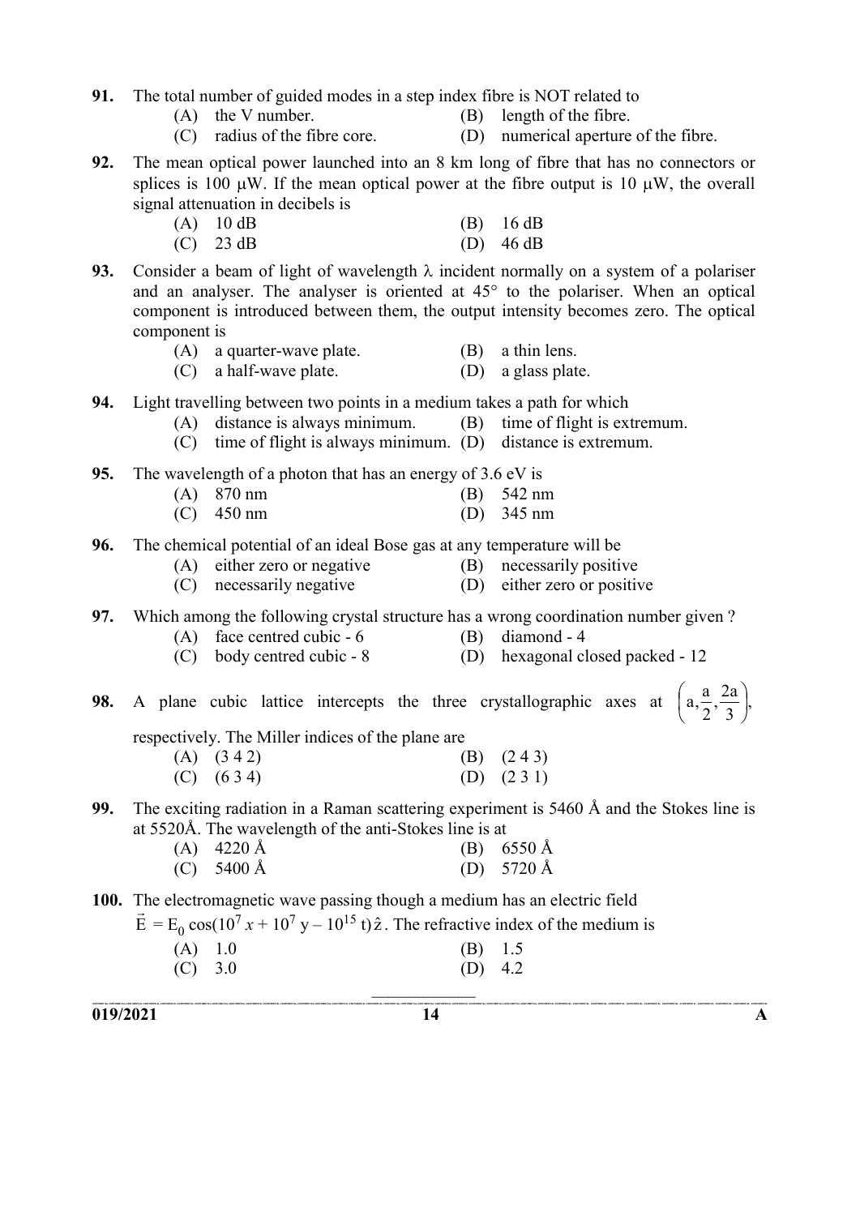**91.** The total number of guided modes in a step index fibre is NOT related to

(A) the V number.
(B) length of the fibre.
(C) radius of the fibre core.
(D) numerical aperture of the fibre.

**92.** The mean optical power launched into an 8 km long of fibre that has no connectors or splices is 100 $\mu$W. If the mean optical power at the fibre output is 10 $\mu$W, the overall signal attenuation in decibels is

(A) 10 dB
(B) 16 dB
(C) 23 dB
(D) 46 dB

**93.** Consider a beam of light of wavelength $\lambda$ incident normally on a system of a polariser and an analyser. The analyser is oriented at 45° to the polariser. When an optical component is introduced between them, the output intensity becomes zero. The optical component is

(A) a quarter-wave plate.
(B) a thin lens.
(C) a half-wave plate.
(D) a glass plate.

**94.** Light travelling between two points in a medium takes a path for which

(A) distance is always minimum.
(B) time of flight is extremum.
(C) time of flight is always minimum.
(D) distance is extremum.

**95.** The wavelength of a photon that has an energy of 3.6 eV is

(A) 870 nm
(B) 542 nm
(C) 450 nm
(D) 345 nm

**96.** The chemical potential of an ideal Bose gas at any temperature will be

(A) either zero or negative
(B) necessarily positive
(C) necessarily negative
(D) either zero or positive

**97.** Which among the following crystal structure has a wrong coordination number given ?

(A) face centred cubic - 6
(B) diamond - 4
(C) body centred cubic - 8
(D) hexagonal closed packed - 12

**98.** A plane cubic lattice intercepts the three crystallographic axes at $\left(a, \frac{a}{2}, \frac{2a}{3}\right)$, respectively. The Miller indices of the plane are

(A) (3 4 2)
(B) (2 4 3)
(C) (6 3 4)
(D) (2 3 1)

**99.** The exciting radiation in a Raman scattering experiment is 5460 Å and the Stokes line is at 5520Å. The wavelength of the anti-Stokes line is at

(A) 4220 Å
(B) 6550 Å
(C) 5400 Å
(D) 5720 Å

**100.** The electromagnetic wave passing though a medium has an electric field $\vec{E} = E_0 \cos(10^7 x + 10^7 y - 10^{15} t)\hat{z}$. The refractive index of the medium is

(A) 1.0
(B) 1.5
(C) 3.0
(D) 4.2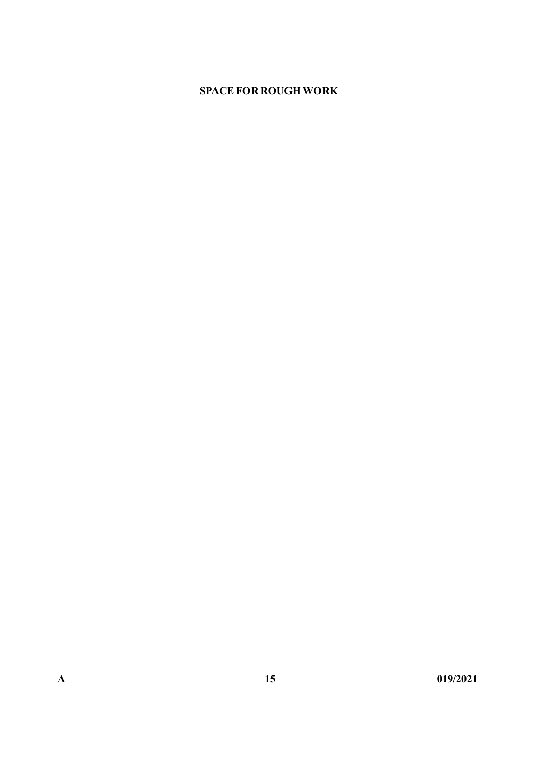**SPACE FOR ROUGH WORK**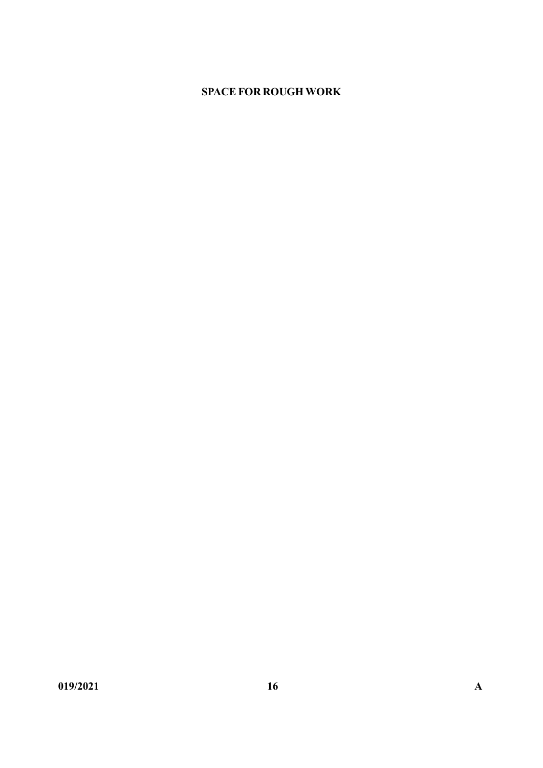**SPACE FOR ROUGH WORK**